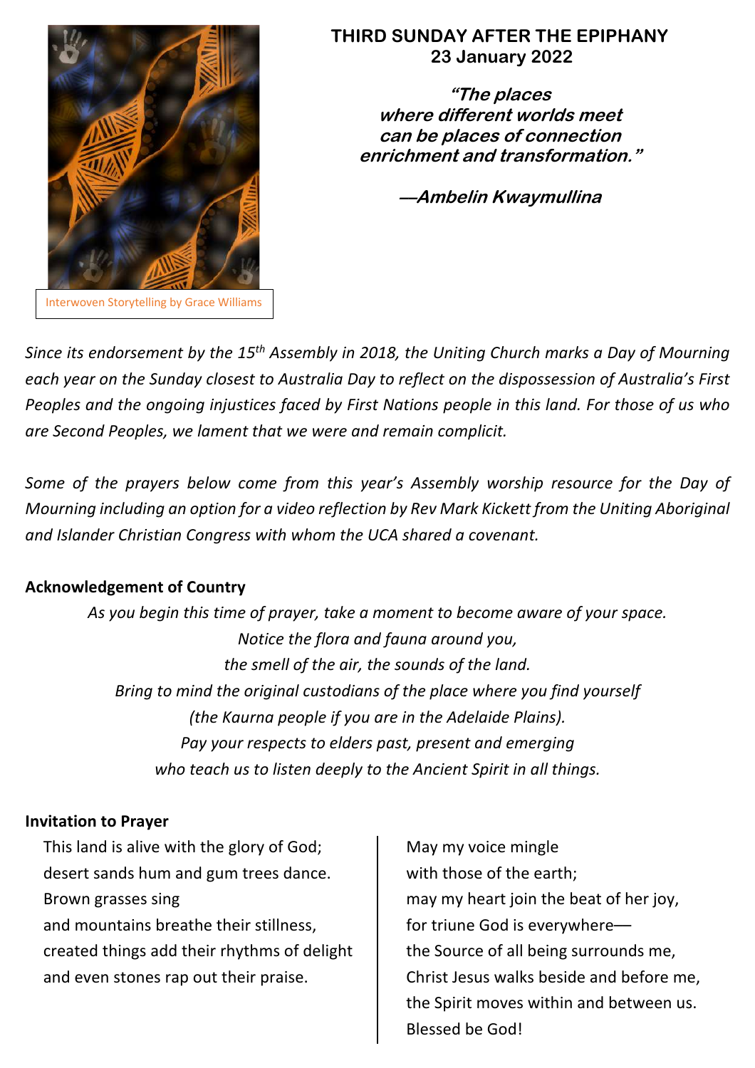Interwoven Storytelling by Grace Williams

# THIRD SUNDAY AFTER THE EPIPHANY
## 23 January 2022

***"The places
where different worlds meet
can be places of connection
enrichment and transformation."***

***—Ambelin Kwaymullina***

*Since its endorsement by the 15th Assembly in 2018, the Uniting Church marks a Day of Mourning each year on the Sunday closest to Australia Day to reflect on the dispossession of Australia's First Peoples and the ongoing injustices faced by First Nations people in this land. For those of us who are Second Peoples, we lament that we were and remain complicit.*

*Some of the prayers below come from this year's Assembly worship resource for the Day of Mourning including an option for a video reflection by Rev Mark Kickett from the Uniting Aboriginal and Islander Christian Congress with whom the UCA shared a covenant.*

**Acknowledgement of Country**

*As you begin this time of prayer, take a moment to become aware of your space.*
*Notice the flora and fauna around you,*
*the smell of the air, the sounds of the land.*
*Bring to mind the original custodians of the place where you find yourself*
*(the Kaurna people if you are in the Adelaide Plains).*
*Pay your respects to elders past, present and emerging*
*who teach us to listen deeply to the Ancient Spirit in all things.*

**Invitation to Prayer**

This land is alive with the glory of God;
desert sands hum and gum trees dance.
Brown grasses sing
and mountains breathe their stillness,
created things add their rhythms of delight
and even stones rap out their praise.

May my voice mingle
with those of the earth;
may my heart join the beat of her joy,
for triune God is everywhere—
the Source of all being surrounds me,
Christ Jesus walks beside and before me,
the Spirit moves within and between us.
Blessed be God!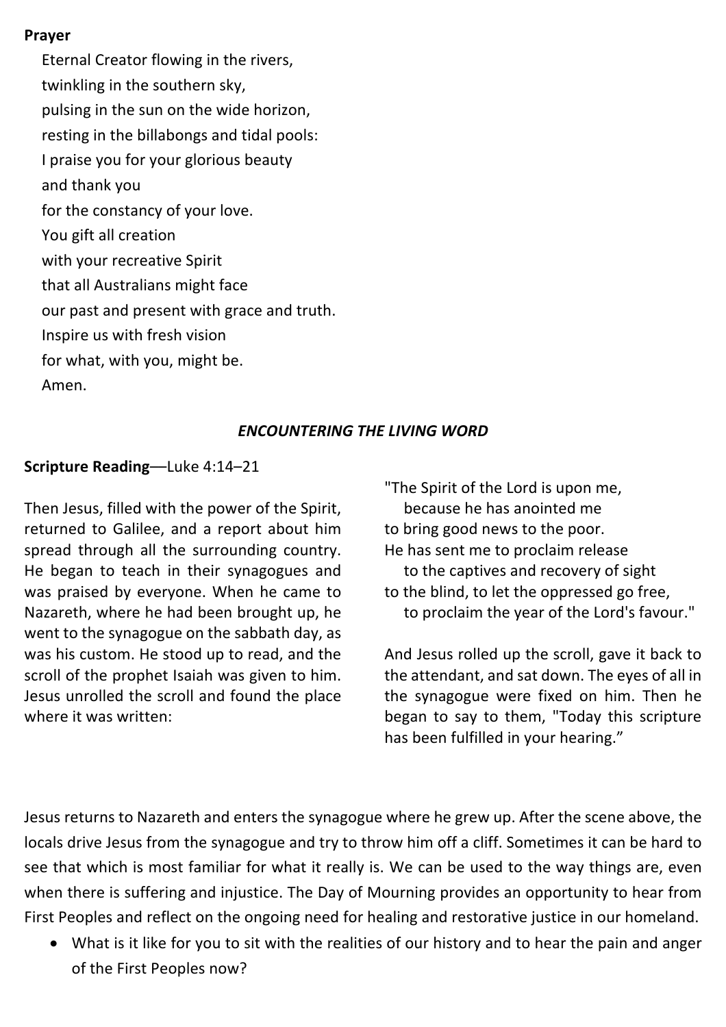**Prayer**

Eternal Creator flowing in the rivers,
twinkling in the southern sky,
pulsing in the sun on the wide horizon,
resting in the billabongs and tidal pools:
I praise you for your glorious beauty
and thank you
for the constancy of your love.
You gift all creation
with your recreative Spirit
that all Australians might face
our past and present with grace and truth.
Inspire us with fresh vision
for what, with you, might be.
Amen.

***ENCOUNTERING THE LIVING WORD***

**Scripture Reading**—Luke 4:14–21

Then Jesus, filled with the power of the Spirit, returned to Galilee, and a report about him spread through all the surrounding country. He began to teach in their synagogues and was praised by everyone. When he came to Nazareth, where he had been brought up, he went to the synagogue on the sabbath day, as was his custom. He stood up to read, and the scroll of the prophet Isaiah was given to him. Jesus unrolled the scroll and found the place where it was written:

"The Spirit of the Lord is upon me,
because he has anointed me
to bring good news to the poor.
He has sent me to proclaim release
to the captives and recovery of sight
to the blind, to let the oppressed go free,
to proclaim the year of the Lord's favour."

And Jesus rolled up the scroll, gave it back to the attendant, and sat down. The eyes of all in the synagogue were fixed on him. Then he began to say to them, "Today this scripture has been fulfilled in your hearing."

Jesus returns to Nazareth and enters the synagogue where he grew up. After the scene above, the locals drive Jesus from the synagogue and try to throw him off a cliff. Sometimes it can be hard to see that which is most familiar for what it really is. We can be used to the way things are, even when there is suffering and injustice. The Day of Mourning provides an opportunity to hear from First Peoples and reflect on the ongoing need for healing and restorative justice in our homeland.

- What is it like for you to sit with the realities of our history and to hear the pain and anger of the First Peoples now?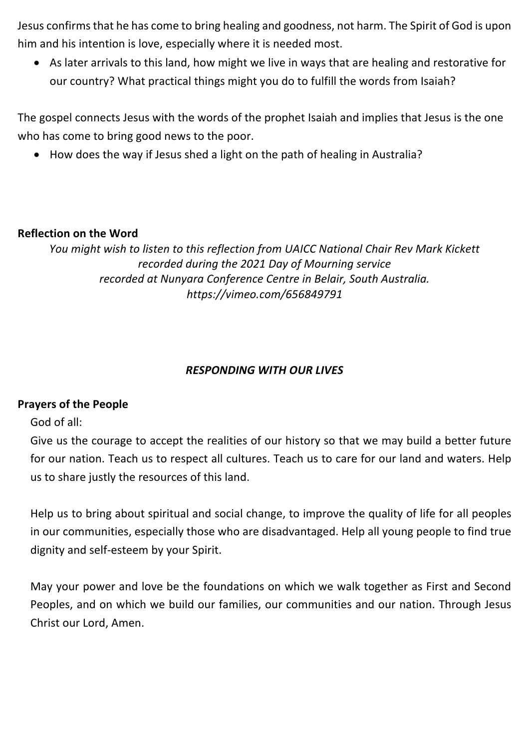Jesus confirms that he has come to bring healing and goodness, not harm. The Spirit of God is upon him and his intention is love, especially where it is needed most.

- As later arrivals to this land, how might we live in ways that are healing and restorative for our country? What practical things might you do to fulfill the words from Isaiah?

The gospel connects Jesus with the words of the prophet Isaiah and implies that Jesus is the one who has come to bring good news to the poor.

- How does the way if Jesus shed a light on the path of healing in Australia?

**Reflection on the Word**

*You might wish to listen to this reflection from UAICC National Chair Rev Mark Kickett recorded during the 2021 Day of Mourning service recorded at Nunyara Conference Centre in Belair, South Australia. https://vimeo.com/656849791*

***RESPONDING WITH OUR LIVES***

**Prayers of the People**

God of all:

Give us the courage to accept the realities of our history so that we may build a better future for our nation. Teach us to respect all cultures. Teach us to care for our land and waters. Help us to share justly the resources of this land.

Help us to bring about spiritual and social change, to improve the quality of life for all peoples in our communities, especially those who are disadvantaged. Help all young people to find true dignity and self-esteem by your Spirit.

May your power and love be the foundations on which we walk together as First and Second Peoples, and on which we build our families, our communities and our nation. Through Jesus Christ our Lord, Amen.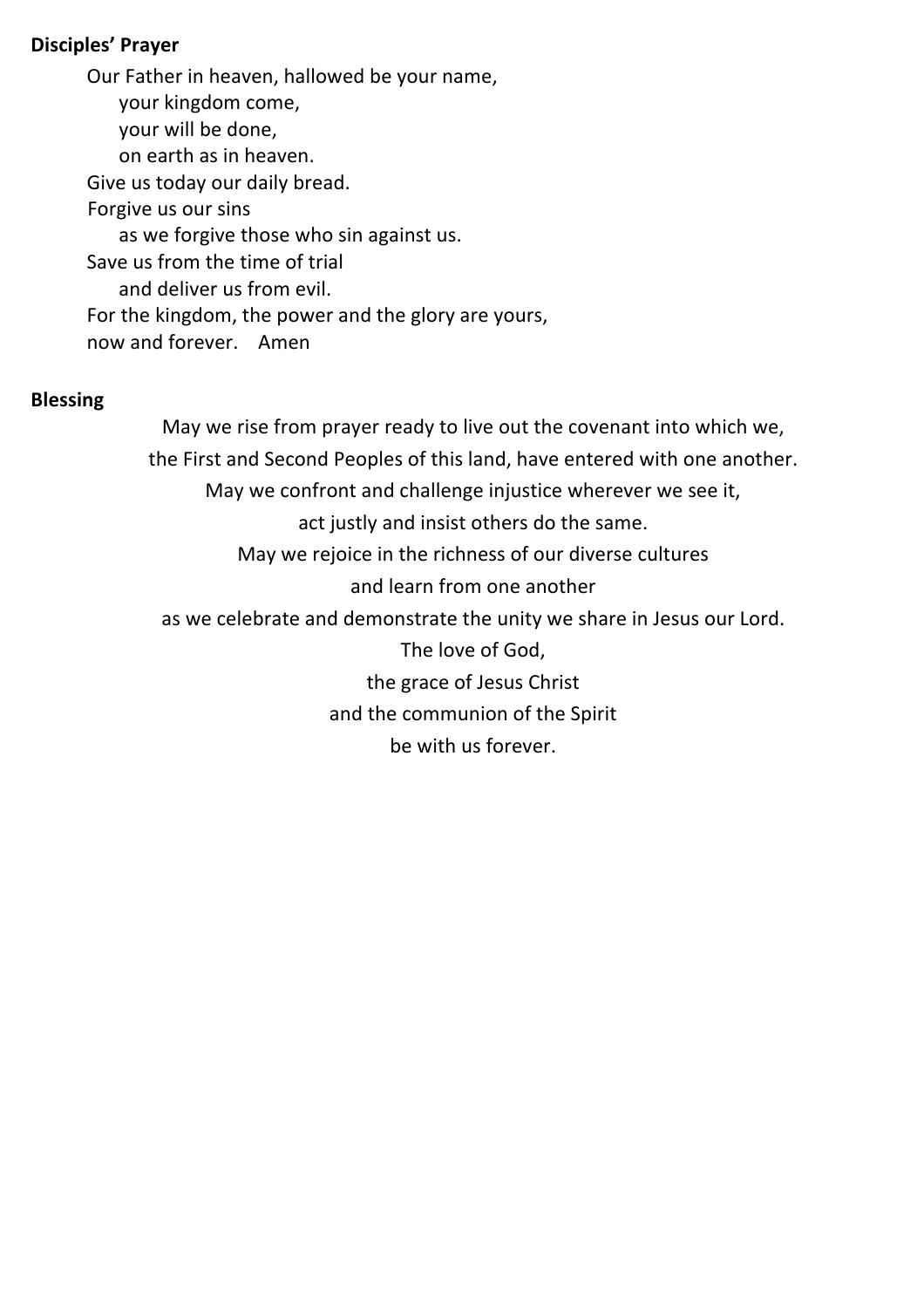**Disciples' Prayer**

Our Father in heaven, hallowed be your name,
your kingdom come,
your will be done,
on earth as in heaven.
Give us today our daily bread.
Forgive us our sins
as we forgive those who sin against us.
Save us from the time of trial
and deliver us from evil.
For the kingdom, the power and the glory are yours,
now and forever. Amen

**Blessing**

May we rise from prayer ready to live out the covenant into which we,
the First and Second Peoples of this land, have entered with one another.
May we confront and challenge injustice wherever we see it,
act justly and insist others do the same.
May we rejoice in the richness of our diverse cultures
and learn from one another
as we celebrate and demonstrate the unity we share in Jesus our Lord.
The love of God,
the grace of Jesus Christ
and the communion of the Spirit
be with us forever.